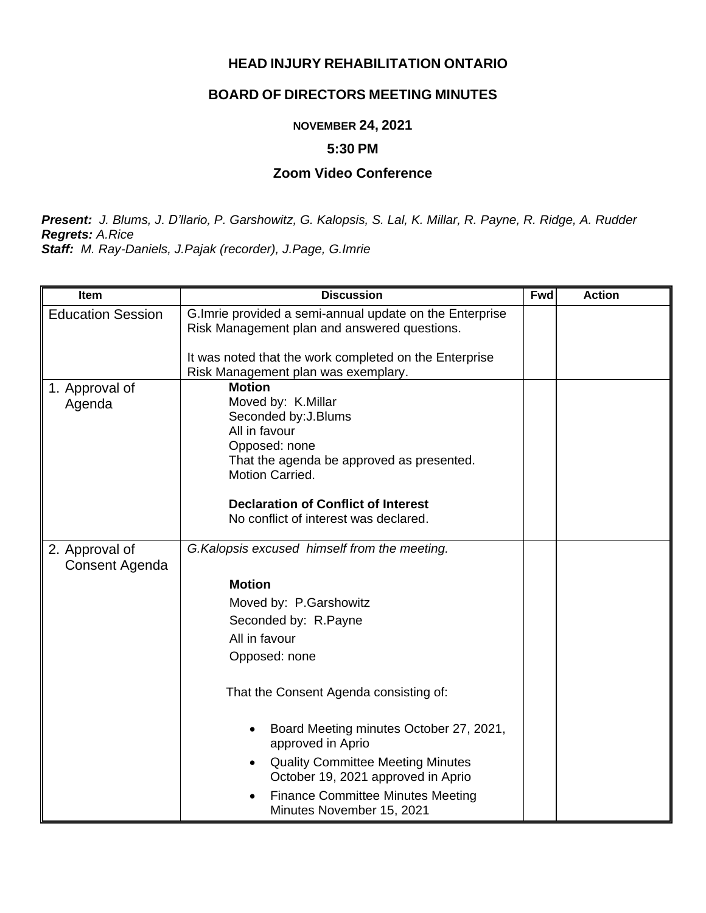# HEAD INJURY REHABILITATION ONTARIO

## BOARD OF DIRECTORS MEETING MINUTES

**NOVEMBER 24, 2021**

**5:30 PM**

**Zoom Video Conference**

***Present:*** *J. Blums, J. D'llario, P. Garshowitz, G. Kalopsis, S. Lal, K. Millar, R. Payne, R. Ridge, A. Rudder*
***Regrets:*** *A.Rice*
***Staff:*** *M. Ray-Daniels, J.Pajak (recorder), J.Page, G.Imrie*

| Item | Discussion | Fwd | Action |
|---|---|---|---|
| Education Session | G.Imrie provided a semi-annual update on the Enterprise Risk Management plan and answered questions.<br><br>It was noted that the work completed on the Enterprise Risk Management plan was exemplary. | | |
| 1. Approval of Agenda | **Motion**<br>Moved by: K.Millar<br>Seconded by:J.Blums<br>All in favour<br>Opposed: none<br>That the agenda be approved as presented.<br>Motion Carried.<br><br>**Declaration of Conflict of Interest**<br>No conflict of interest was declared. | | |
| 2. Approval of Consent Agenda | *G.Kalopsis excused himself from the meeting.*<br><br>**Motion**<br>Moved by: P.Garshowitz<br>Seconded by: R.Payne<br>All in favour<br>Opposed: none<br><br>That the Consent Agenda consisting of:<br><br>• Board Meeting minutes October 27, 2021, approved in Aprio<br>• Quality Committee Meeting Minutes October 19, 2021 approved in Aprio<br>• Finance Committee Minutes Meeting Minutes November 15, 2021 | | |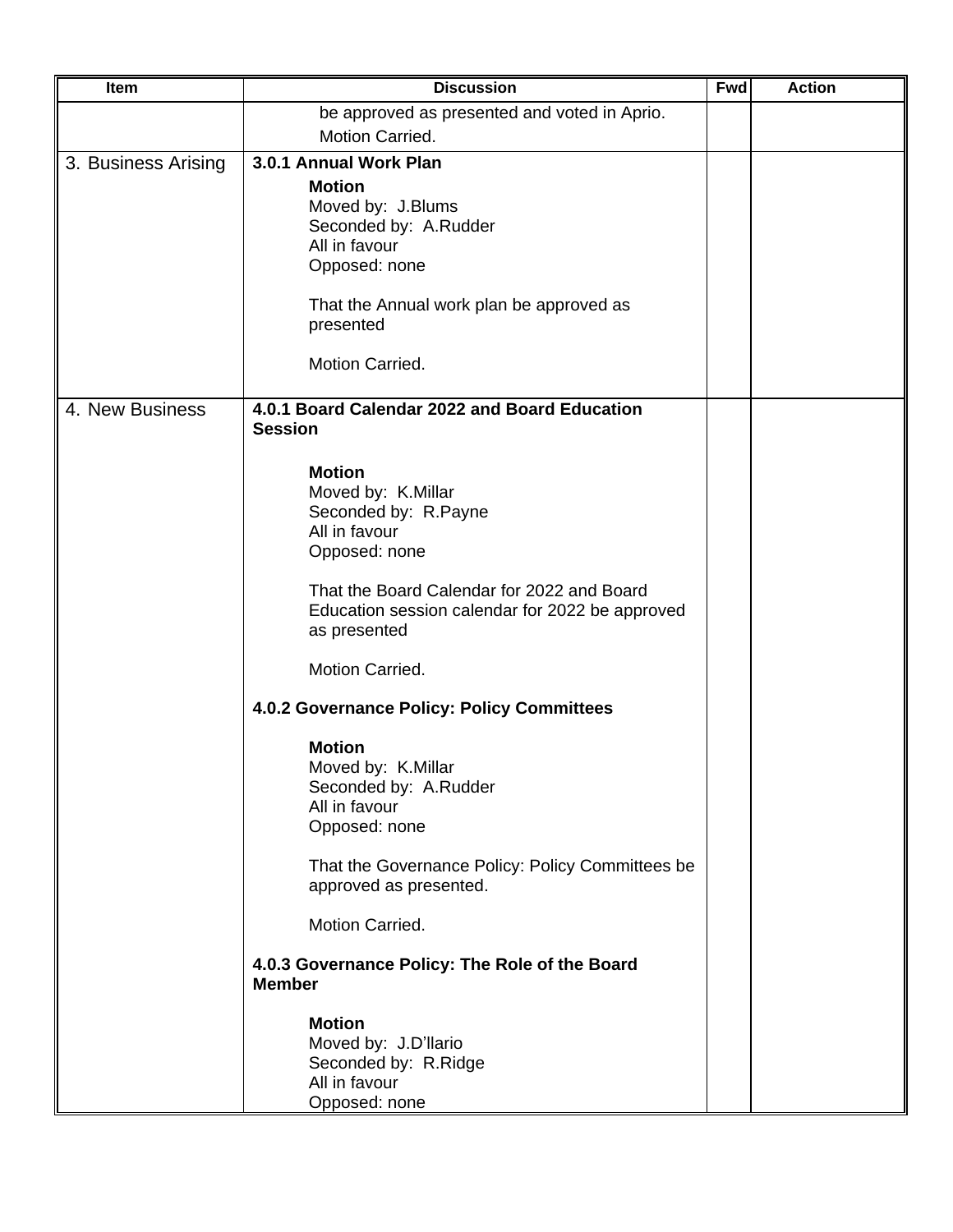| Item | Discussion | Fwd | Action |
|---|---|---|---|
| | be approved as presented and voted in Aprio.<br>Motion Carried. | | |
| 3. Business Arising | **3.0.1 Annual Work Plan**<br>**Motion**<br>Moved by: J.Blums<br>Seconded by: A.Rudder<br>All in favour<br>Opposed: none<br><br>That the Annual work plan be approved as presented<br><br>Motion Carried. | | |
| 4. New Business | **4.0.1 Board Calendar 2022 and Board Education Session**<br><br>**Motion**<br>Moved by: K.Millar<br>Seconded by: R.Payne<br>All in favour<br>Opposed: none<br><br>That the Board Calendar for 2022 and Board Education session calendar for 2022 be approved as presented<br><br>Motion Carried.<br><br>**4.0.2 Governance Policy: Policy Committees**<br><br>**Motion**<br>Moved by: K.Millar<br>Seconded by: A.Rudder<br>All in favour<br>Opposed: none<br><br>That the Governance Policy: Policy Committees be approved as presented.<br><br>Motion Carried.<br><br>**4.0.3 Governance Policy: The Role of the Board Member**<br><br>**Motion**<br>Moved by: J.D'llario<br>Seconded by: R.Ridge<br>All in favour<br>Opposed: none | | |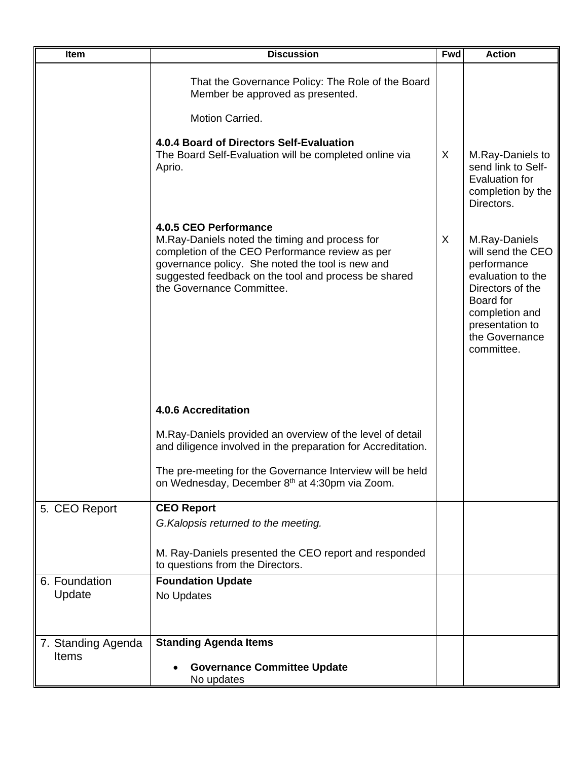| Item | Discussion | Fwd | Action |
|---|---|---|---|
| | That the Governance Policy: The Role of the Board Member be approved as presented.<br><br>Motion Carried.<br><br>**4.0.4 Board of Directors Self-Evaluation**<br>The Board Self-Evaluation will be completed online via Aprio. | X | M.Ray-Daniels to send link to Self-Evaluation for completion by the Directors. |
| | **4.0.5 CEO Performance**<br>M.Ray-Daniels noted the timing and process for completion of the CEO Performance review as per governance policy. She noted the tool is new and suggested feedback on the tool and process be shared the Governance Committee. | X | M.Ray-Daniels will send the CEO performance evaluation to the Directors of the Board for completion and presentation to the Governance committee. |
| | **4.0.6 Accreditation**<br><br>M.Ray-Daniels provided an overview of the level of detail and diligence involved in the preparation for Accreditation.<br><br>The pre-meeting for the Governance Interview will be held on Wednesday, December 8th at 4:30pm via Zoom. | | |
| 5. CEO Report | **CEO Report**<br>*G.Kalopsis returned to the meeting.*<br><br>M. Ray-Daniels presented the CEO report and responded to questions from the Directors. | | |
| 6. Foundation Update | **Foundation Update**<br>No Updates | | |
| 7. Standing Agenda Items | **Standing Agenda Items**<br><br>• **Governance Committee Update**<br>No updates | | |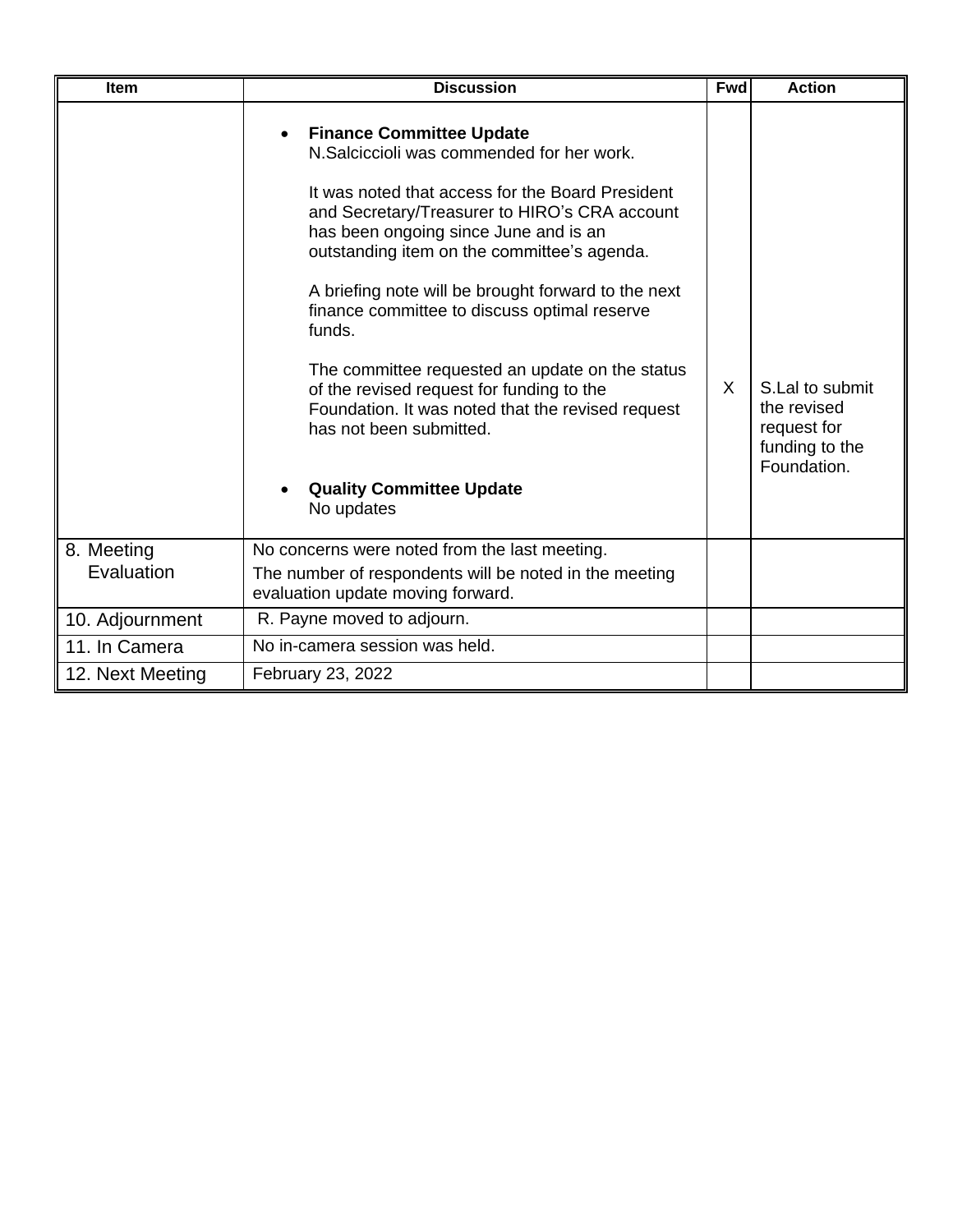| Item | Discussion | Fwd | Action |
|---|---|---|---|
| | • **Finance Committee Update**<br>N.Salciccioli was commended for her work.<br><br>It was noted that access for the Board President and Secretary/Treasurer to HIRO's CRA account has been ongoing since June and is an outstanding item on the committee's agenda.<br><br>A briefing note will be brought forward to the next finance committee to discuss optimal reserve funds.<br><br>The committee requested an update on the status of the revised request for funding to the Foundation. It was noted that the revised request has not been submitted.<br><br>• **Quality Committee Update**<br>No updates | X | S.Lal to submit the revised request for funding to the Foundation. |
| 8. Meeting Evaluation | No concerns were noted from the last meeting.<br>The number of respondents will be noted in the meeting evaluation update moving forward. | | |
| 10. Adjournment | R. Payne moved to adjourn. | | |
| 11. In Camera | No in-camera session was held. | | |
| 12. Next Meeting | February 23, 2022 | | |